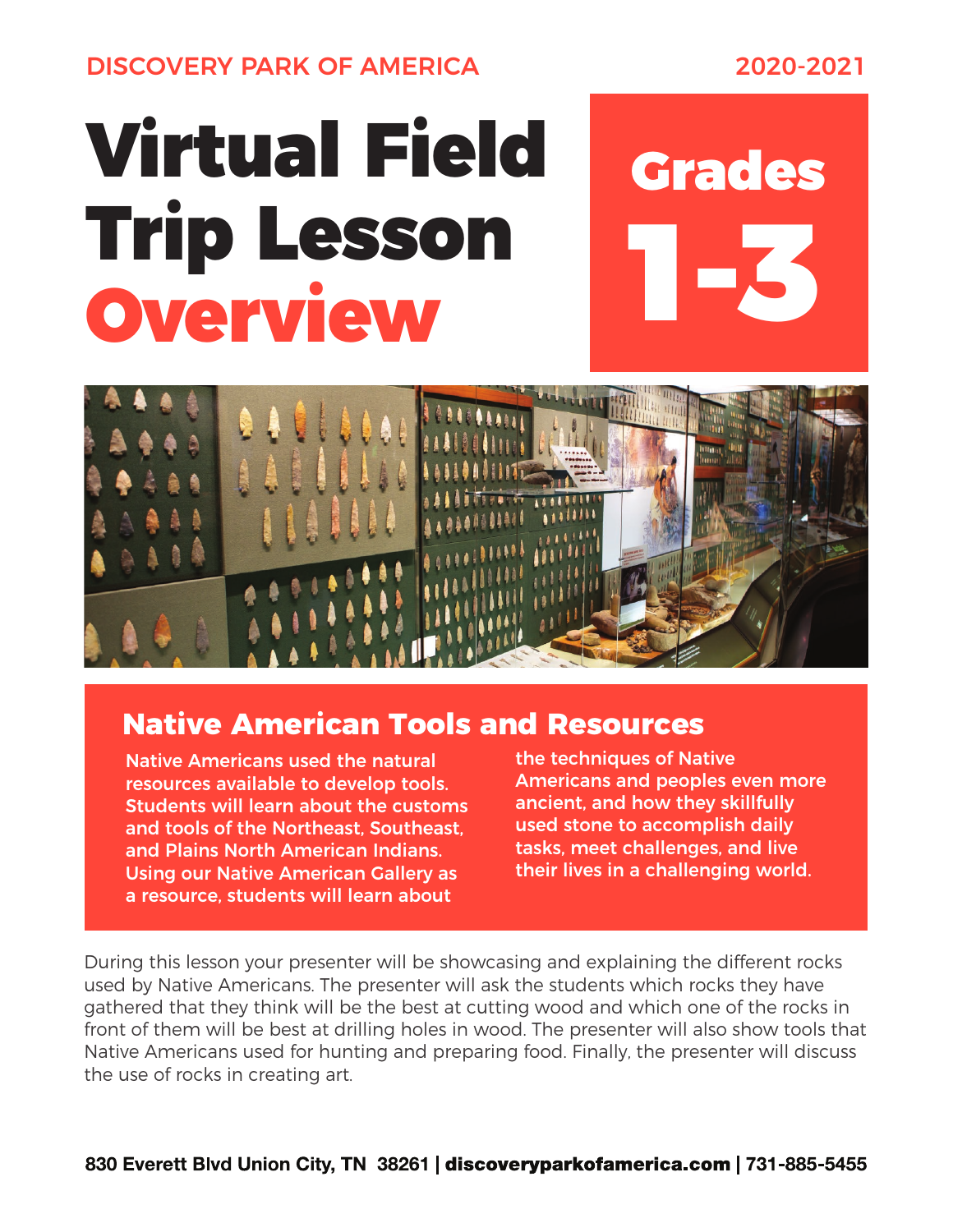DISCOVERY PARK OF AMERICA

2020-2021

# Virtual Field Trip Lesson Overview

## Grades 1-3

## Native American Tools and Resources

Native Americans used the natural resources available to develop tools. Students will learn about the customs and tools of the Northeast, Southeast, and Plains North American Indians. Using our Native American Gallery as a resource, students will learn about the techniques of Native Americans and peoples even more ancient, and how they skillfully used stone to accomplish daily tasks, meet challenges, and live their lives in a challenging world.

During this lesson your presenter will be showcasing and explaining the different rocks used by Native Americans. The presenter will ask the students which rocks they have gathered that they think will be the best at cutting wood and which one of the rocks in front of them will be best at drilling holes in wood. The presenter will also show tools that Native Americans used for hunting and preparing food. Finally, the presenter will discuss the use of rocks in creating art.

**830 Everett Blvd Union City, TN 38261 | discoveryparkofamerica.com | 731-885-5455**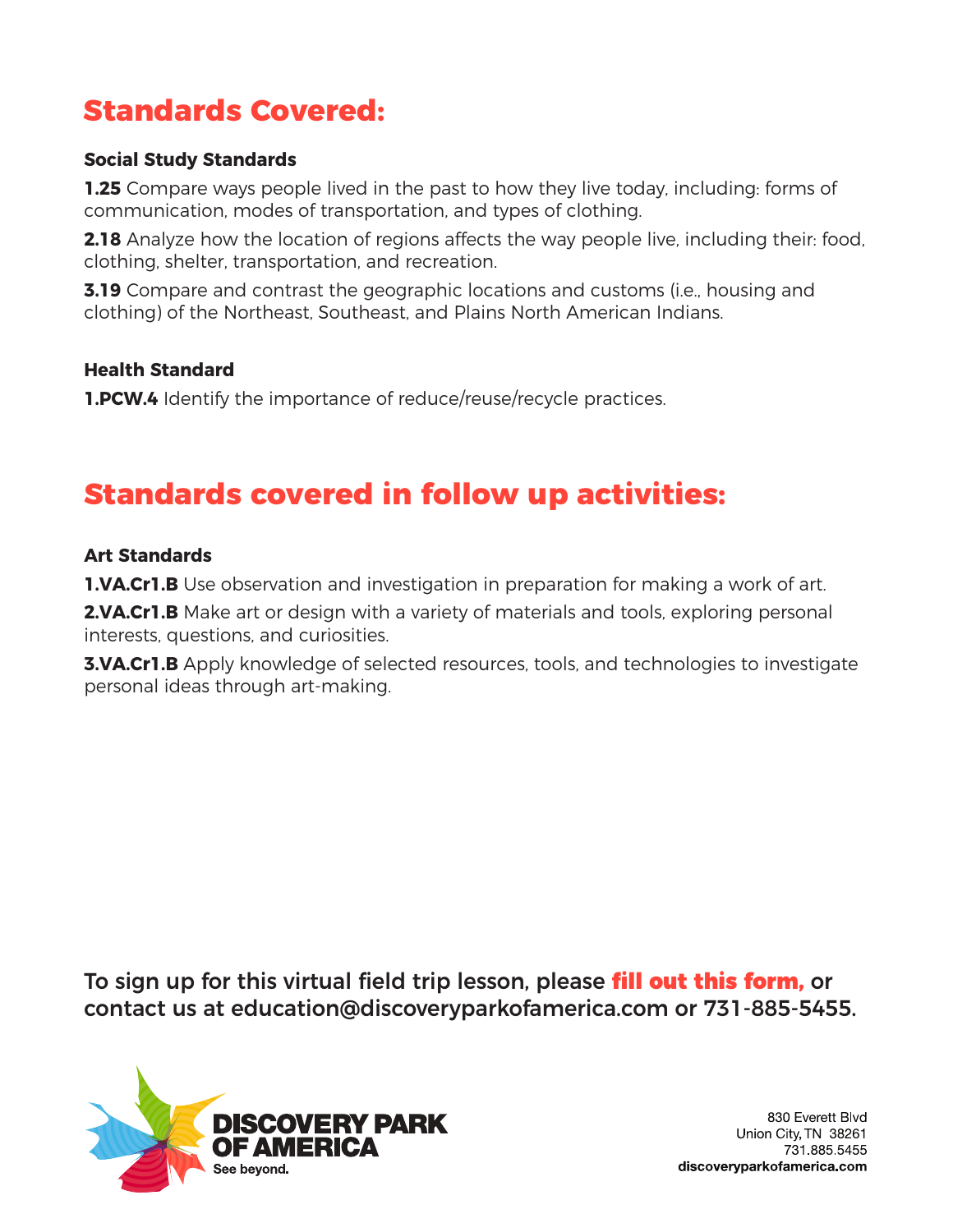## Standards Covered:

**Social Study Standards**

**1.25** Compare ways people lived in the past to how they live today, including: forms of communication, modes of transportation, and types of clothing.

**2.18** Analyze how the location of regions affects the way people live, including their: food, clothing, shelter, transportation, and recreation.

**3.19** Compare and contrast the geographic locations and customs (i.e., housing and clothing) of the Northeast, Southeast, and Plains North American Indians.

**Health Standard**

**1.PCW.4** Identify the importance of reduce/reuse/recycle practices.

## Standards covered in follow up activities:

**Art Standards**

**1.VA.Cr1.B** Use observation and investigation in preparation for making a work of art.

**2.VA.Cr1.B** Make art or design with a variety of materials and tools, exploring personal interests, questions, and curiosities.

**3.VA.Cr1.B** Apply knowledge of selected resources, tools, and technologies to investigate personal ideas through art-making.

To sign up for this virtual field trip lesson, please **fill out this form,** or contact us at education@discoveryparkofamerica.com or 731-885-5455.

DISCOVERY PARK OF AMERICA
See beyond.

830 Everett Blvd
Union City, TN 38261
731.885.5455
**discoveryparkofamerica.com**